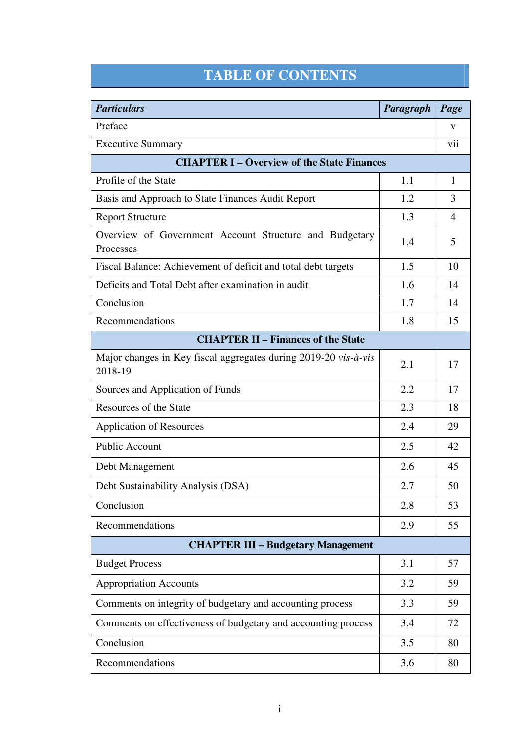# TABLE OF CONTENTS

| ***Particulars*** | ***Paragraph*** | ***Page*** |
|---|---|---|
| Preface | | v |
| Executive Summary | | vii |
| **CHAPTER I – Overview of the State Finances** | | |
| Profile of the State | 1.1 | 1 |
| Basis and Approach to State Finances Audit Report | 1.2 | 3 |
| Report Structure | 1.3 | 4 |
| Overview of Government Account Structure and Budgetary Processes | 1.4 | 5 |
| Fiscal Balance: Achievement of deficit and total debt targets | 1.5 | 10 |
| Deficits and Total Debt after examination in audit | 1.6 | 14 |
| Conclusion | 1.7 | 14 |
| Recommendations | 1.8 | 15 |
| **CHAPTER II – Finances of the State** | | |
| Major changes in Key fiscal aggregates during 2019-20 *vis-à-vis* 2018-19 | 2.1 | 17 |
| Sources and Application of Funds | 2.2 | 17 |
| Resources of the State | 2.3 | 18 |
| Application of Resources | 2.4 | 29 |
| Public Account | 2.5 | 42 |
| Debt Management | 2.6 | 45 |
| Debt Sustainability Analysis (DSA) | 2.7 | 50 |
| Conclusion | 2.8 | 53 |
| Recommendations | 2.9 | 55 |
| **CHAPTER III – Budgetary Management** | | |
| Budget Process | 3.1 | 57 |
| Appropriation Accounts | 3.2 | 59 |
| Comments on integrity of budgetary and accounting process | 3.3 | 59 |
| Comments on effectiveness of budgetary and accounting process | 3.4 | 72 |
| Conclusion | 3.5 | 80 |
| Recommendations | 3.6 | 80 |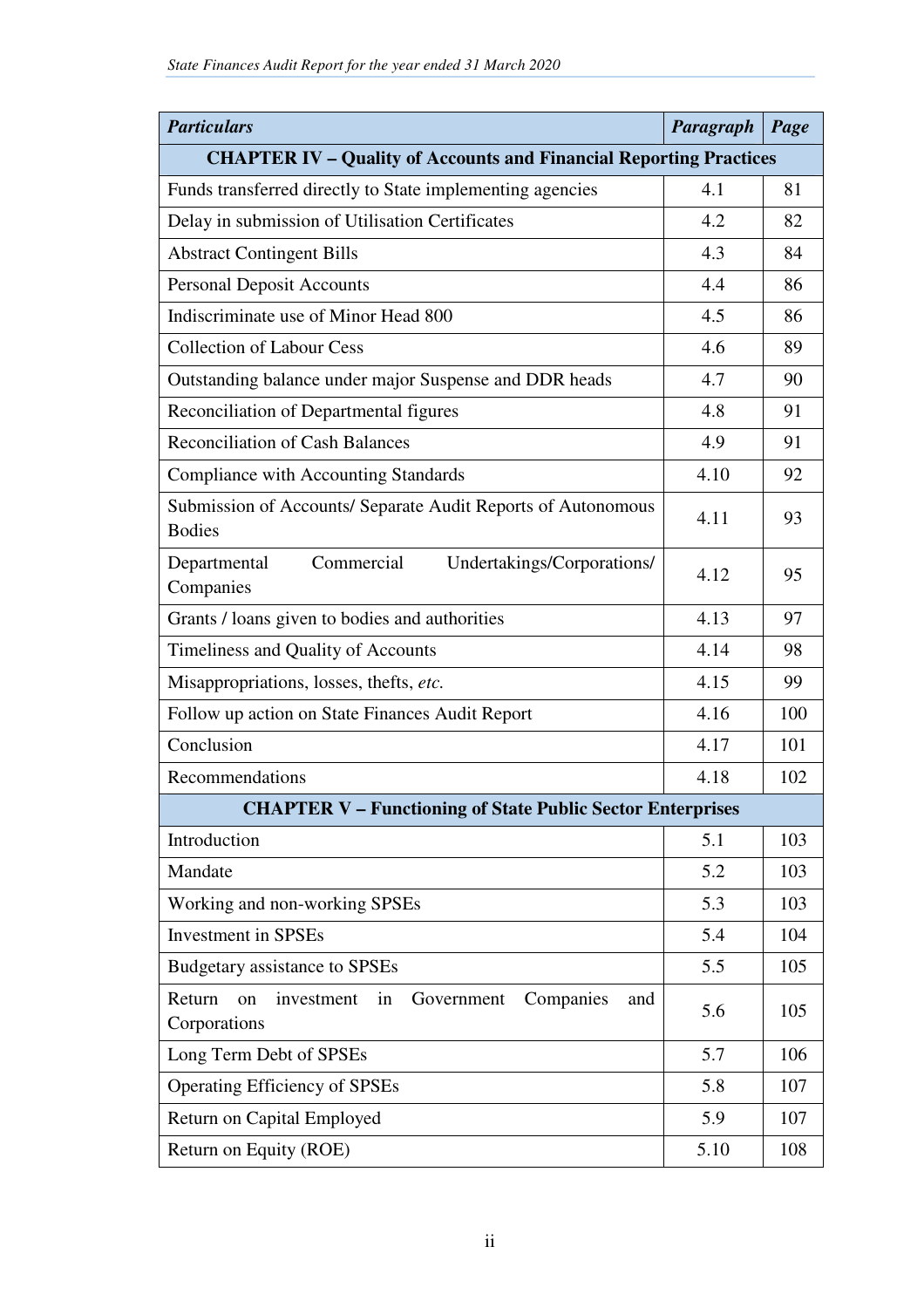| *Particulars* | *Paragraph* | *Page* |
|---|---|---|
| **CHAPTER IV – Quality of Accounts and Financial Reporting Practices** | | |
| Funds transferred directly to State implementing agencies | 4.1 | 81 |
| Delay in submission of Utilisation Certificates | 4.2 | 82 |
| Abstract Contingent Bills | 4.3 | 84 |
| Personal Deposit Accounts | 4.4 | 86 |
| Indiscriminate use of Minor Head 800 | 4.5 | 86 |
| Collection of Labour Cess | 4.6 | 89 |
| Outstanding balance under major Suspense and DDR heads | 4.7 | 90 |
| Reconciliation of Departmental figures | 4.8 | 91 |
| Reconciliation of Cash Balances | 4.9 | 91 |
| Compliance with Accounting Standards | 4.10 | 92 |
| Submission of Accounts/ Separate Audit Reports of Autonomous Bodies | 4.11 | 93 |
| Departmental Commercial Undertakings/Corporations/ Companies | 4.12 | 95 |
| Grants / loans given to bodies and authorities | 4.13 | 97 |
| Timeliness and Quality of Accounts | 4.14 | 98 |
| Misappropriations, losses, thefts, *etc.* | 4.15 | 99 |
| Follow up action on State Finances Audit Report | 4.16 | 100 |
| Conclusion | 4.17 | 101 |
| Recommendations | 4.18 | 102 |
| **CHAPTER V – Functioning of State Public Sector Enterprises** | | |
| Introduction | 5.1 | 103 |
| Mandate | 5.2 | 103 |
| Working and non-working SPSEs | 5.3 | 103 |
| Investment in SPSEs | 5.4 | 104 |
| Budgetary assistance to SPSEs | 5.5 | 105 |
| Return on investment in Government Companies and Corporations | 5.6 | 105 |
| Long Term Debt of SPSEs | 5.7 | 106 |
| Operating Efficiency of SPSEs | 5.8 | 107 |
| Return on Capital Employed | 5.9 | 107 |
| Return on Equity (ROE) | 5.10 | 108 |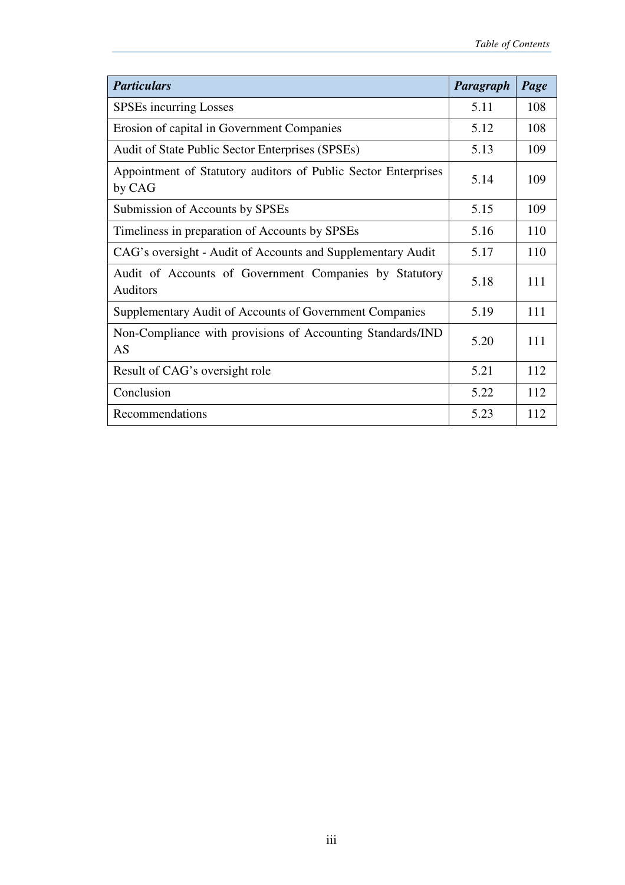| ***Particulars*** | ***Paragraph*** | ***Page*** |
|---|---|---|
| SPSEs incurring Losses | 5.11 | 108 |
| Erosion of capital in Government Companies | 5.12 | 108 |
| Audit of State Public Sector Enterprises (SPSEs) | 5.13 | 109 |
| Appointment of Statutory auditors of Public Sector Enterprises by CAG | 5.14 | 109 |
| Submission of Accounts by SPSEs | 5.15 | 109 |
| Timeliness in preparation of Accounts by SPSEs | 5.16 | 110 |
| CAG's oversight - Audit of Accounts and Supplementary Audit | 5.17 | 110 |
| Audit of Accounts of Government Companies by Statutory Auditors | 5.18 | 111 |
| Supplementary Audit of Accounts of Government Companies | 5.19 | 111 |
| Non-Compliance with provisions of Accounting Standards/IND AS | 5.20 | 111 |
| Result of CAG's oversight role | 5.21 | 112 |
| Conclusion | 5.22 | 112 |
| Recommendations | 5.23 | 112 |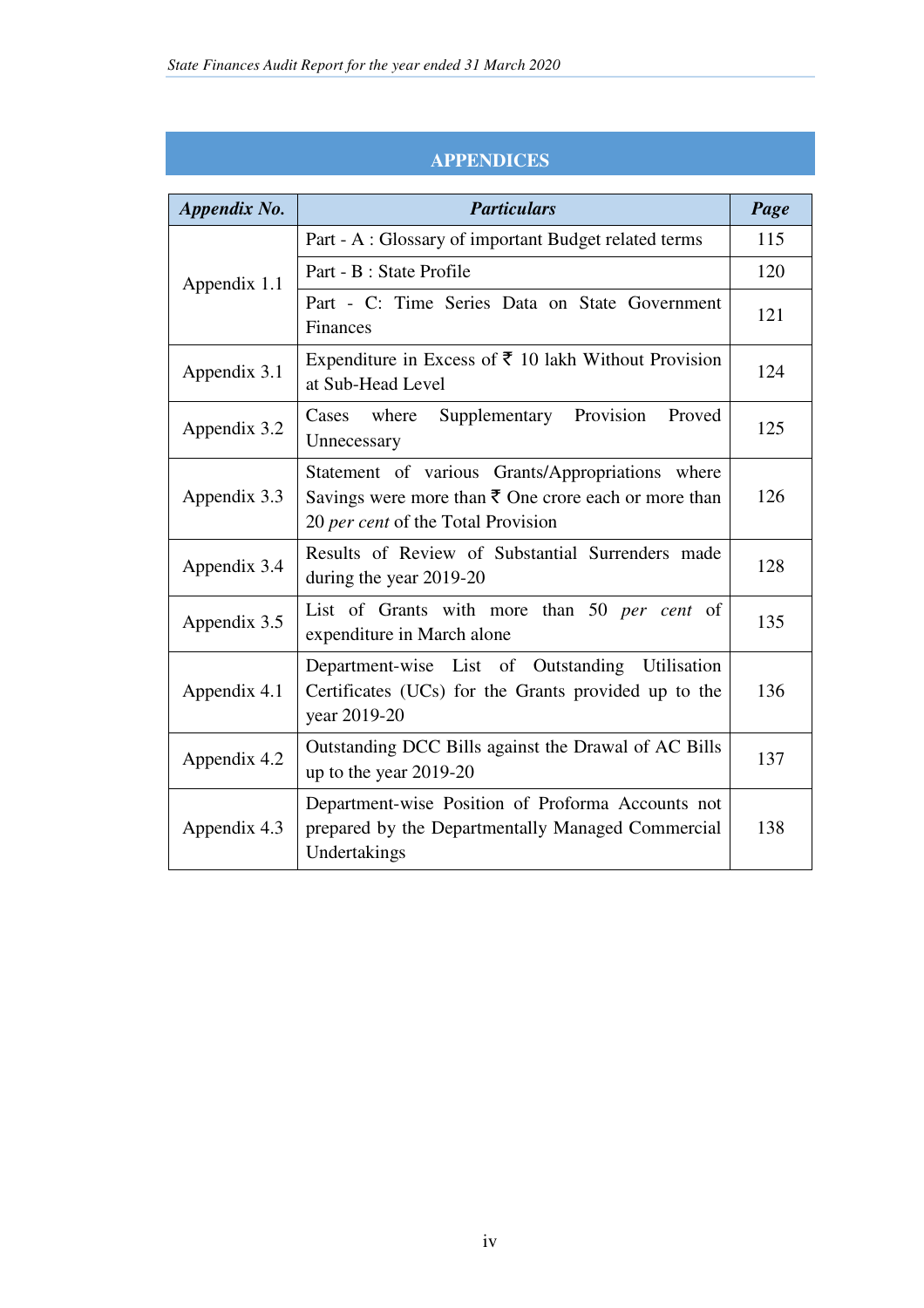# APPENDICES

| *Appendix No.* | *Particulars* | *Page* |
|---|---|---|
| Appendix 1.1 | Part - A : Glossary of important Budget related terms | 115 |
| | Part - B : State Profile | 120 |
| | Part - C: Time Series Data on State Government Finances | 121 |
| Appendix 3.1 | Expenditure in Excess of ₹ 10 lakh Without Provision at Sub-Head Level | 124 |
| Appendix 3.2 | Cases where Supplementary Provision Proved Unnecessary | 125 |
| Appendix 3.3 | Statement of various Grants/Appropriations where Savings were more than ₹ One crore each or more than 20 *per cent* of the Total Provision | 126 |
| Appendix 3.4 | Results of Review of Substantial Surrenders made during the year 2019-20 | 128 |
| Appendix 3.5 | List of Grants with more than 50 *per cent* of expenditure in March alone | 135 |
| Appendix 4.1 | Department-wise List of Outstanding Utilisation Certificates (UCs) for the Grants provided up to the year 2019-20 | 136 |
| Appendix 4.2 | Outstanding DCC Bills against the Drawal of AC Bills up to the year 2019-20 | 137 |
| Appendix 4.3 | Department-wise Position of Proforma Accounts not prepared by the Departmentally Managed Commercial Undertakings | 138 |